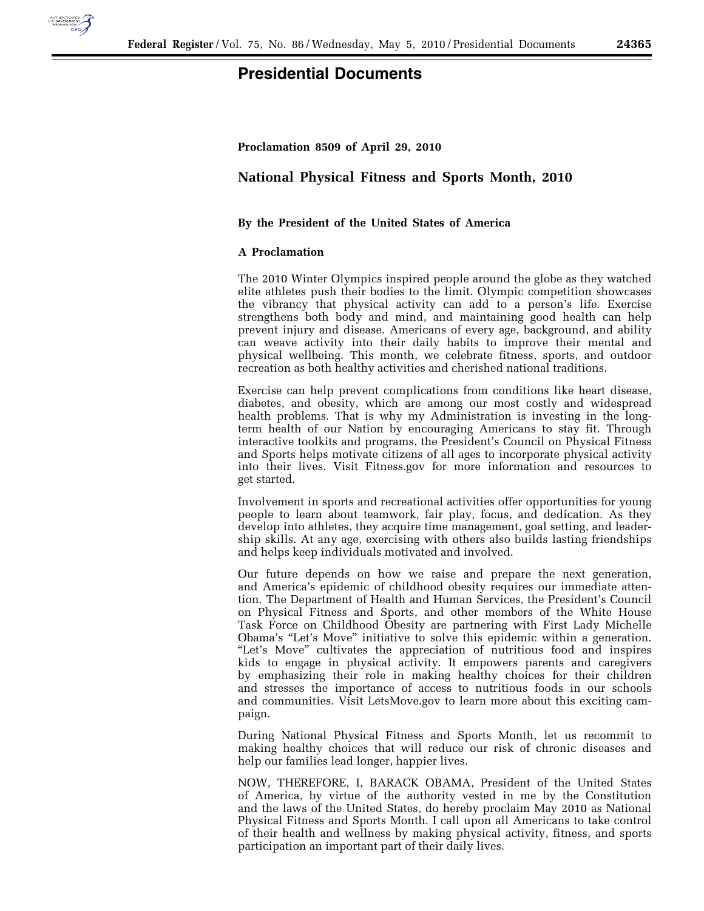# Presidential Documents

**Proclamation 8509 of April 29, 2010**

## National Physical Fitness and Sports Month, 2010

**By the President of the United States of America**

**A Proclamation**

The 2010 Winter Olympics inspired people around the globe as they watched elite athletes push their bodies to the limit. Olympic competition showcases the vibrancy that physical activity can add to a person's life. Exercise strengthens both body and mind, and maintaining good health can help prevent injury and disease. Americans of every age, background, and ability can weave activity into their daily habits to improve their mental and physical wellbeing. This month, we celebrate fitness, sports, and outdoor recreation as both healthy activities and cherished national traditions.

Exercise can help prevent complications from conditions like heart disease, diabetes, and obesity, which are among our most costly and widespread health problems. That is why my Administration is investing in the long-term health of our Nation by encouraging Americans to stay fit. Through interactive toolkits and programs, the President's Council on Physical Fitness and Sports helps motivate citizens of all ages to incorporate physical activity into their lives. Visit Fitness.gov for more information and resources to get started.

Involvement in sports and recreational activities offer opportunities for young people to learn about teamwork, fair play, focus, and dedication. As they develop into athletes, they acquire time management, goal setting, and leadership skills. At any age, exercising with others also builds lasting friendships and helps keep individuals motivated and involved.

Our future depends on how we raise and prepare the next generation, and America's epidemic of childhood obesity requires our immediate attention. The Department of Health and Human Services, the President's Council on Physical Fitness and Sports, and other members of the White House Task Force on Childhood Obesity are partnering with First Lady Michelle Obama's "Let's Move" initiative to solve this epidemic within a generation. "Let's Move" cultivates the appreciation of nutritious food and inspires kids to engage in physical activity. It empowers parents and caregivers by emphasizing their role in making healthy choices for their children and stresses the importance of access to nutritious foods in our schools and communities. Visit LetsMove.gov to learn more about this exciting campaign.

During National Physical Fitness and Sports Month, let us recommit to making healthy choices that will reduce our risk of chronic diseases and help our families lead longer, happier lives.

NOW, THEREFORE, I, BARACK OBAMA, President of the United States of America, by virtue of the authority vested in me by the Constitution and the laws of the United States, do hereby proclaim May 2010 as National Physical Fitness and Sports Month. I call upon all Americans to take control of their health and wellness by making physical activity, fitness, and sports participation an important part of their daily lives.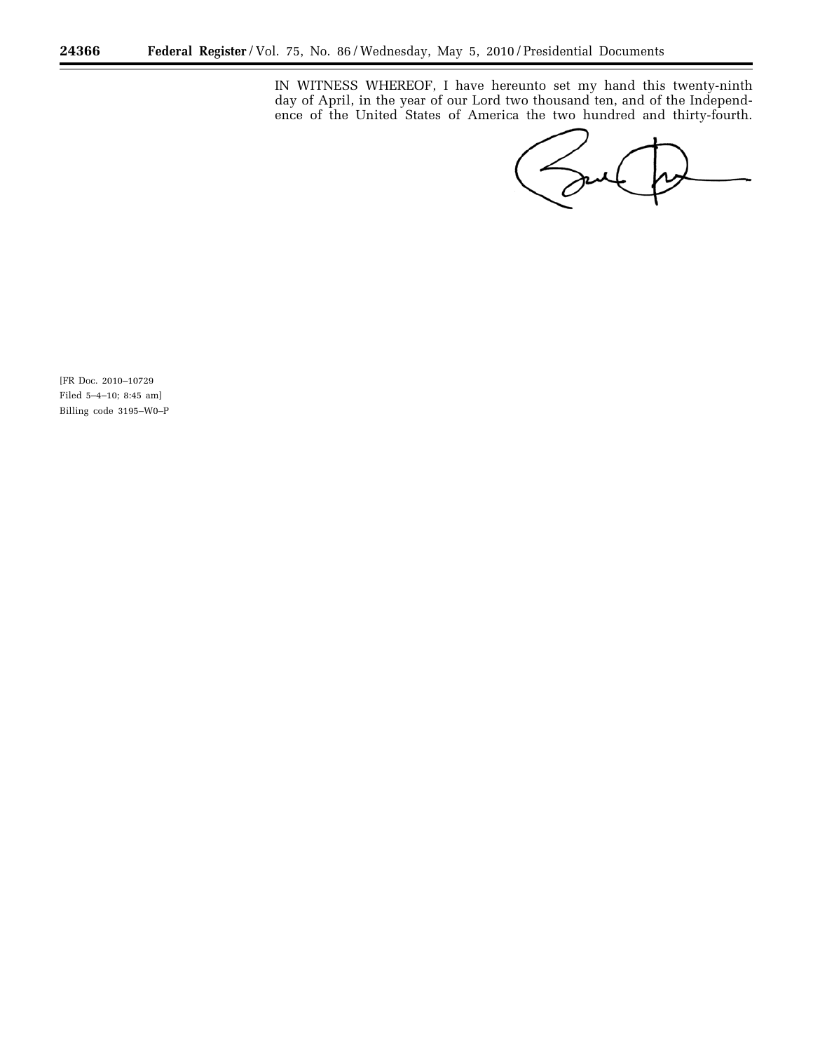IN WITNESS WHEREOF, I have hereunto set my hand this twenty-ninth day of April, in the year of our Lord two thousand ten, and of the Independence of the United States of America the two hundred and thirty-fourth.

[FR Doc. 2010–10729
Filed 5–4–10; 8:45 am]
Billing code 3195–W0–P